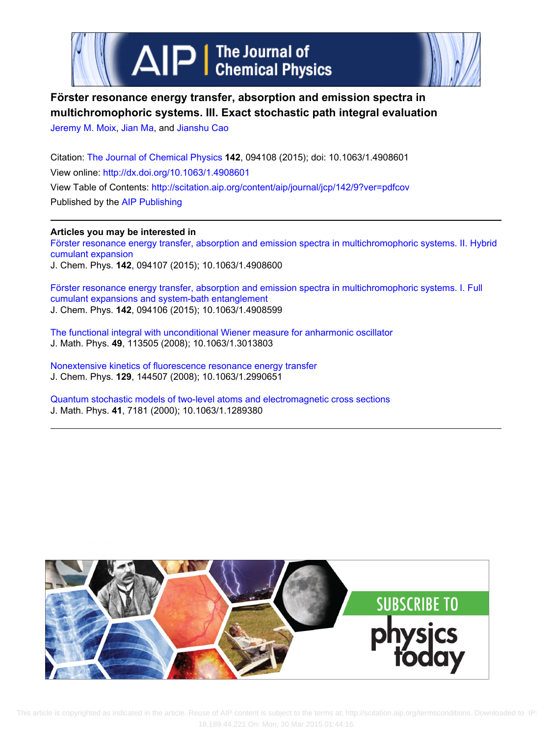# Förster resonance energy transfer, absorption and emission spectra in multichromophoric systems. III. Exact stochastic path integral evaluation

Jeremy M. Moix, Jian Ma, and Jianshu Cao

Citation: The Journal of Chemical Physics **142**, 094108 (2015); doi: 10.1063/1.4908601

View online: http://dx.doi.org/10.1063/1.4908601

View Table of Contents: http://scitation.aip.org/content/aip/journal/jcp/142/9?ver=pdfcov

Published by the AIP Publishing

---

**Articles you may be interested in**

Förster resonance energy transfer, absorption and emission spectra in multichromophoric systems. II. Hybrid cumulant expansion

J. Chem. Phys. **142**, 094107 (2015); 10.1063/1.4908600

Förster resonance energy transfer, absorption and emission spectra in multichromophoric systems. I. Full cumulant expansions and system-bath entanglement

J. Chem. Phys. **142**, 094106 (2015); 10.1063/1.4908599

The functional integral with unconditional Wiener measure for anharmonic oscillator

J. Math. Phys. **49**, 113505 (2008); 10.1063/1.3013803

Nonextensive kinetics of fluorescence resonance energy transfer

J. Chem. Phys. **129**, 144507 (2008); 10.1063/1.2990651

Quantum stochastic models of two-level atoms and electromagnetic cross sections

J. Math. Phys. **41**, 7181 (2000); 10.1063/1.1289380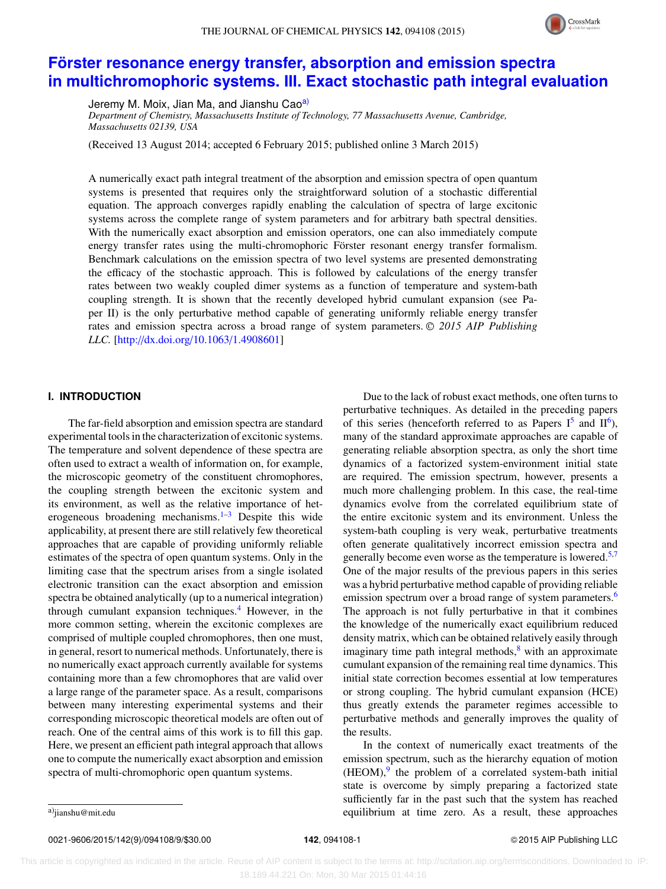# Förster resonance energy transfer, absorption and emission spectra in multichromophoric systems. III. Exact stochastic path integral evaluation

Jeremy M. Moix, Jian Ma, and Jianshu Cao[a)]

*Department of Chemistry, Massachusetts Institute of Technology, 77 Massachusetts Avenue, Cambridge, Massachusetts 02139, USA*

(Received 13 August 2014; accepted 6 February 2015; published online 3 March 2015)

A numerically exact path integral treatment of the absorption and emission spectra of open quantum systems is presented that requires only the straightforward solution of a stochastic differential equation. The approach converges rapidly enabling the calculation of spectra of large excitonic systems across the complete range of system parameters and for arbitrary bath spectral densities. With the numerically exact absorption and emission operators, one can also immediately compute energy transfer rates using the multi-chromophoric Förster resonant energy transfer formalism. Benchmark calculations on the emission spectra of two level systems are presented demonstrating the efficacy of the stochastic approach. This is followed by calculations of the energy transfer rates between two weakly coupled dimer systems as a function of temperature and system-bath coupling strength. It is shown that the recently developed hybrid cumulant expansion (see Paper II) is the only perturbative method capable of generating uniformly reliable energy transfer rates and emission spectra across a broad range of system parameters. © *2015 AIP Publishing LLC.* [http://dx.doi.org/10.1063/1.4908601]

## I. INTRODUCTION

The far-field absorption and emission spectra are standard experimental tools in the characterization of excitonic systems. The temperature and solvent dependence of these spectra are often used to extract a wealth of information on, for example, the microscopic geometry of the constituent chromophores, the coupling strength between the excitonic system and its environment, as well as the relative importance of heterogeneous broadening mechanisms.[1–3] Despite this wide applicability, at present there are still relatively few theoretical approaches that are capable of providing uniformly reliable estimates of the spectra of open quantum systems. Only in the limiting case that the spectrum arises from a single isolated electronic transition can the exact absorption and emission spectra be obtained analytically (up to a numerical integration) through cumulant expansion techniques.[4] However, in the more common setting, wherein the excitonic complexes are comprised of multiple coupled chromophores, then one must, in general, resort to numerical methods. Unfortunately, there is no numerically exact approach currently available for systems containing more than a few chromophores that are valid over a large range of the parameter space. As a result, comparisons between many interesting experimental systems and their corresponding microscopic theoretical models are often out of reach. One of the central aims of this work is to fill this gap. Here, we present an efficient path integral approach that allows one to compute the numerically exact absorption and emission spectra of multi-chromophoric open quantum systems.

Due to the lack of robust exact methods, one often turns to perturbative techniques. As detailed in the preceding papers of this series (henceforth referred to as Papers I[5] and II[6]), many of the standard approximate approaches are capable of generating reliable absorption spectra, as only the short time dynamics of a factorized system-environment initial state are required. The emission spectrum, however, presents a much more challenging problem. In this case, the real-time dynamics evolve from the correlated equilibrium state of the entire excitonic system and its environment. Unless the system-bath coupling is very weak, perturbative treatments often generate qualitatively incorrect emission spectra and generally become even worse as the temperature is lowered.[5,7] One of the major results of the previous papers in this series was a hybrid perturbative method capable of providing reliable emission spectrum over a broad range of system parameters.[6] The approach is not fully perturbative in that it combines the knowledge of the numerically exact equilibrium reduced density matrix, which can be obtained relatively easily through imaginary time path integral methods,[8] with an approximate cumulant expansion of the remaining real time dynamics. This initial state correction becomes essential at low temperatures or strong coupling. The hybrid cumulant expansion (HCE) thus greatly extends the parameter regimes accessible to perturbative methods and generally improves the quality of the results.

In the context of numerically exact treatments of the emission spectrum, such as the hierarchy equation of motion (HEOM),[9] the problem of a correlated system-bath initial state is overcome by simply preparing a factorized state sufficiently far in the past such that the system has reached equilibrium at time zero. As a result, these approaches

[a)]jianshu@mit.edu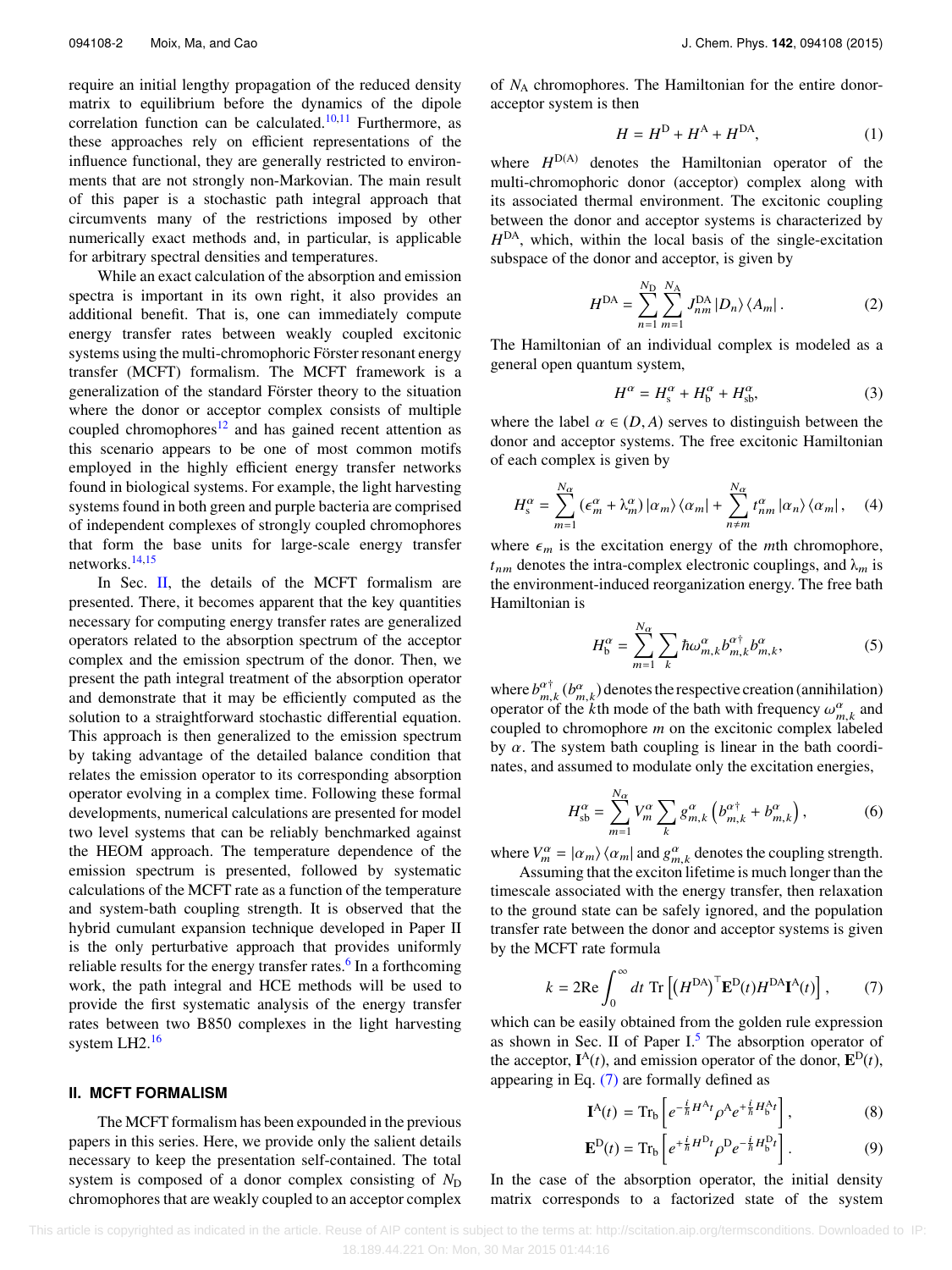require an initial lengthy propagation of the reduced density matrix to equilibrium before the dynamics of the dipole correlation function can be calculated.[10,11] Furthermore, as these approaches rely on efficient representations of the influence functional, they are generally restricted to environments that are not strongly non-Markovian. The main result of this paper is a stochastic path integral approach that circumvents many of the restrictions imposed by other numerically exact methods and, in particular, is applicable for arbitrary spectral densities and temperatures.

While an exact calculation of the absorption and emission spectra is important in its own right, it also provides an additional benefit. That is, one can immediately compute energy transfer rates between weakly coupled excitonic systems using the multi-chromophoric Förster resonant energy transfer (MCFT) formalism. The MCFT framework is a generalization of the standard Förster theory to the situation where the donor or acceptor complex consists of multiple coupled chromophores[12] and has gained recent attention as this scenario appears to be one of most common motifs employed in the highly efficient energy transfer networks found in biological systems. For example, the light harvesting systems found in both green and purple bacteria are comprised of independent complexes of strongly coupled chromophores that form the base units for large-scale energy transfer networks.[14,15]

In Sec. II, the details of the MCFT formalism are presented. There, it becomes apparent that the key quantities necessary for computing energy transfer rates are generalized operators related to the absorption spectrum of the acceptor complex and the emission spectrum of the donor. Then, we present the path integral treatment of the absorption operator and demonstrate that it may be efficiently computed as the solution to a straightforward stochastic differential equation. This approach is then generalized to the emission spectrum by taking advantage of the detailed balance condition that relates the emission operator to its corresponding absorption operator evolving in a complex time. Following these formal developments, numerical calculations are presented for model two level systems that can be reliably benchmarked against the HEOM approach. The temperature dependence of the emission spectrum is presented, followed by systematic calculations of the MCFT rate as a function of the temperature and system-bath coupling strength. It is observed that the hybrid cumulant expansion technique developed in Paper II is the only perturbative approach that provides uniformly reliable results for the energy transfer rates.[6] In a forthcoming work, the path integral and HCE methods will be used to provide the first systematic analysis of the energy transfer rates between two B850 complexes in the light harvesting system LH2.[16]

## II. MCFT FORMALISM

The MCFT formalism has been expounded in the previous papers in this series. Here, we provide only the salient details necessary to keep the presentation self-contained. The total system is composed of a donor complex consisting of $N_{\rm D}$ chromophores that are weakly coupled to an acceptor complex of $N_{\rm A}$ chromophores. The Hamiltonian for the entire donor-acceptor system is then

$$H = H^{\rm D} + H^{\rm A} + H^{\rm DA}, \tag{1}$$

where $H^{\rm D(A)}$ denotes the Hamiltonian operator of the multi-chromophoric donor (acceptor) complex along with its associated thermal environment. The excitonic coupling between the donor and acceptor systems is characterized by $H^{\rm DA}$, which, within the local basis of the single-excitation subspace of the donor and acceptor, is given by

$$H^{\rm DA} = \sum_{n=1}^{N_{\rm D}} \sum_{m=1}^{N_{\rm A}} J^{\rm DA}_{nm} \left|D_n\right\rangle \left\langle A_m\right|. \tag{2}$$

The Hamiltonian of an individual complex is modeled as a general open quantum system,

$$H^{\alpha} = H^{\alpha}_{\rm s} + H^{\alpha}_{\rm b} + H^{\alpha}_{\rm sb}, \tag{3}$$

where the label $\alpha \in (D, A)$ serves to distinguish between the donor and acceptor systems. The free excitonic Hamiltonian of each complex is given by

$$H^{\alpha}_{\rm s} = \sum_{m=1}^{N_{\alpha}} (\epsilon^{\alpha}_m + \lambda^{\alpha}_m) \left|\alpha_m\right\rangle \left\langle \alpha_m\right| + \sum_{n \neq m}^{N_{\alpha}} t^{\alpha}_{nm} \left|\alpha_n\right\rangle \left\langle \alpha_m\right|, \tag{4}$$

where $\epsilon_m$ is the excitation energy of the $m$th chromophore, $t_{nm}$ denotes the intra-complex electronic couplings, and $\lambda_m$ is the environment-induced reorganization energy. The free bath Hamiltonian is

$$H^{\alpha}_{\rm b} = \sum_{m=1}^{N_{\alpha}} \sum_{k} \hbar \omega^{\alpha}_{m,k} b^{\alpha\dagger}_{m,k} b^{\alpha}_{m,k}, \tag{5}$$

where $b^{\alpha\dagger}_{m,k}$ ($b^{\alpha}_{m,k}$) denotes the respective creation (annihilation) operator of the $k$th mode of the bath with frequency $\omega^{\alpha}_{m,k}$ and coupled to chromophore $m$ on the excitonic complex labeled by $\alpha$. The system bath coupling is linear in the bath coordinates, and assumed to modulate only the excitation energies,

$$H^{\alpha}_{\rm sb} = \sum_{m=1}^{N_{\alpha}} V^{\alpha}_m \sum_{k} g^{\alpha}_{m,k} \left(b^{\alpha\dagger}_{m,k} + b^{\alpha}_{m,k}\right), \tag{6}$$

where $V^{\alpha}_m = \left|\alpha_m\right\rangle \left\langle \alpha_m\right|$ and $g^{\alpha}_{m,k}$ denotes the coupling strength.

Assuming that the exciton lifetime is much longer than the timescale associated with the energy transfer, then relaxation to the ground state can be safely ignored, and the population transfer rate between the donor and acceptor systems is given by the MCFT rate formula

$$k = 2{\rm Re} \int_0^{\infty} dt \; {\rm Tr} \left[ \left(H^{\rm DA}\right)^{\top} \mathbf{E}^{\rm D}(t) H^{\rm DA} \mathbf{I}^{\rm A}(t) \right], \tag{7}$$

which can be easily obtained from the golden rule expression as shown in Sec. II of Paper I.[5] The absorption operator of the acceptor, $\mathbf{I}^{\rm A}(t)$, and emission operator of the donor, $\mathbf{E}^{\rm D}(t)$, appearing in Eq. (7) are formally defined as

$$\mathbf{I}^{\rm A}(t) = {\rm Tr}_{\rm b} \left[ e^{-\frac{i}{\hbar} H^{\rm A} t} \rho^{\rm A} e^{+\frac{i}{\hbar} H^{\rm A}_{\rm b} t} \right], \tag{8}$$

$$\mathbf{E}^{\rm D}(t) = {\rm Tr}_{\rm b} \left[ e^{+\frac{i}{\hbar} H^{\rm D} t} \rho^{\rm D} e^{-\frac{i}{\hbar} H^{\rm D}_{\rm b} t} \right]. \tag{9}$$

In the case of the absorption operator, the initial density matrix corresponds to a factorized state of the system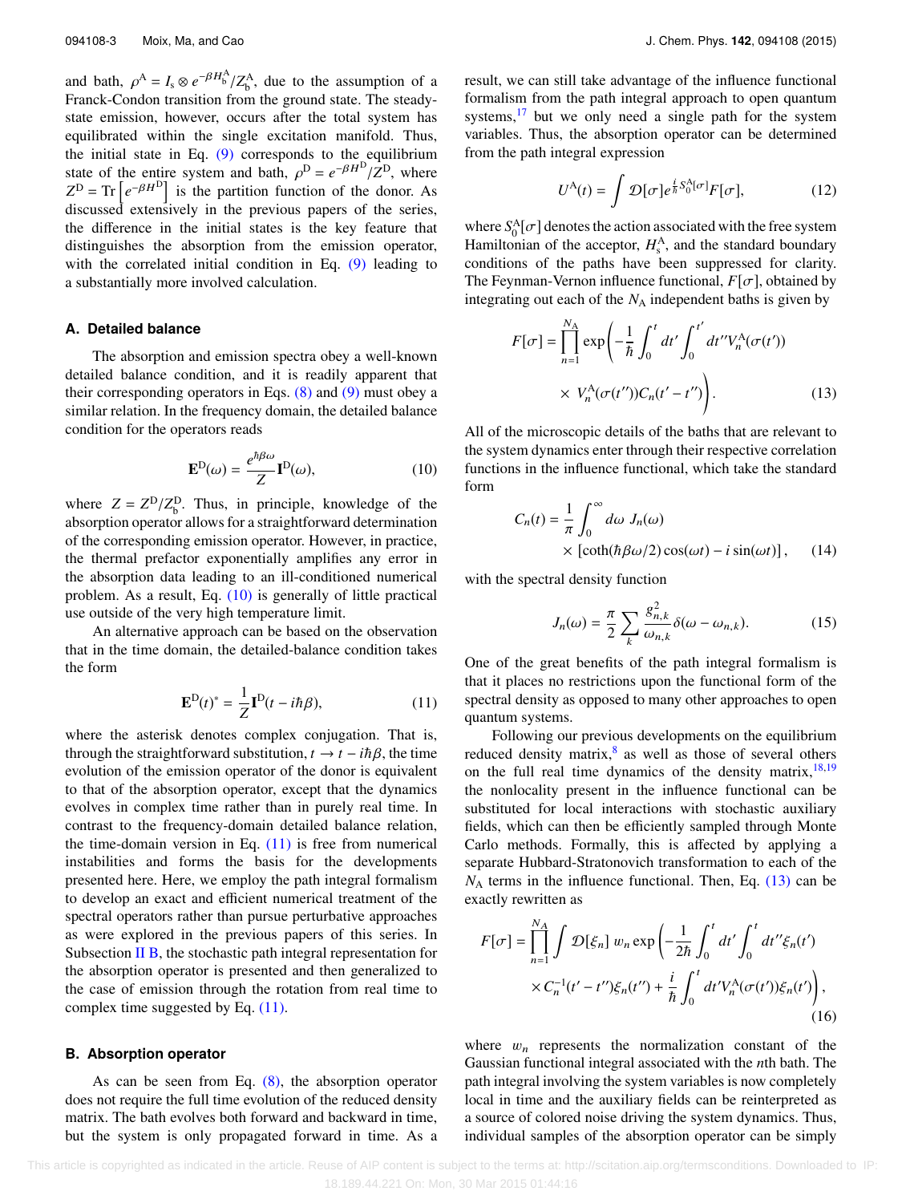and bath, $\rho^{\mathrm{A}} = I_{\mathrm{s}} \otimes e^{-\beta H_{\mathrm{b}}^{\mathrm{A}}}/Z_{\mathrm{b}}^{\mathrm{A}}$, due to the assumption of a Franck-Condon transition from the ground state. The steady-state emission, however, occurs after the total system has equilibrated within the single excitation manifold. Thus, the initial state in Eq. (9) corresponds to the equilibrium state of the entire system and bath, $\rho^{\mathrm{D}} = e^{-\beta H^{\mathrm{D}}}/Z^{\mathrm{D}}$, where $Z^{\mathrm{D}} = \mathrm{Tr}\left[e^{-\beta H^{\mathrm{D}}}\right]$ is the partition function of the donor. As discussed extensively in the previous papers of the series, the difference in the initial states is the key feature that distinguishes the absorption from the emission operator, with the correlated initial condition in Eq. (9) leading to a substantially more involved calculation.

### A. Detailed balance

The absorption and emission spectra obey a well-known detailed balance condition, and it is readily apparent that their corresponding operators in Eqs. (8) and (9) must obey a similar relation. In the frequency domain, the detailed balance condition for the operators reads

$$\mathbf{E}^{\mathrm{D}}(\omega) = \frac{e^{\hbar\beta\omega}}{Z}\mathbf{I}^{\mathrm{D}}(\omega), \tag{10}$$

where $Z = Z^{\mathrm{D}}/Z_{\mathrm{b}}^{\mathrm{D}}$. Thus, in principle, knowledge of the absorption operator allows for a straightforward determination of the corresponding emission operator. However, in practice, the thermal prefactor exponentially amplifies any error in the absorption data leading to an ill-conditioned numerical problem. As a result, Eq. (10) is generally of little practical use outside of the very high temperature limit.

An alternative approach can be based on the observation that in the time domain, the detailed-balance condition takes the form

$$\mathbf{E}^{\mathrm{D}}(t)^{*} = \frac{1}{Z}\mathbf{I}^{\mathrm{D}}(t - i\hbar\beta), \tag{11}$$

where the asterisk denotes complex conjugation. That is, through the straightforward substitution, $t \to t - i\hbar\beta$, the time evolution of the emission operator of the donor is equivalent to that of the absorption operator, except that the dynamics evolves in complex time rather than in purely real time. In contrast to the frequency-domain detailed balance relation, the time-domain version in Eq. (11) is free from numerical instabilities and forms the basis for the developments presented here. Here, we employ the path integral formalism to develop an exact and efficient numerical treatment of the spectral operators rather than pursue perturbative approaches as were explored in the previous papers of this series. In Subsection II B, the stochastic path integral representation for the absorption operator is presented and then generalized to the case of emission through the rotation from real time to complex time suggested by Eq. (11).

### B. Absorption operator

As can be seen from Eq. (8), the absorption operator does not require the full time evolution of the reduced density matrix. The bath evolves both forward and backward in time, but the system is only propagated forward in time. As a result, we can still take advantage of the influence functional formalism from the path integral approach to open quantum systems,[17] but we only need a single path for the system variables. Thus, the absorption operator can be determined from the path integral expression

$$U^{\mathrm{A}}(t) = \int \mathcal{D}[\sigma] e^{\frac{i}{\hbar} S_0^{\mathrm{A}}[\sigma]} F[\sigma], \tag{12}$$

where $S_0^{\mathrm{A}}[\sigma]$ denotes the action associated with the free system Hamiltonian of the acceptor, $H_{\mathrm{s}}^{\mathrm{A}}$, and the standard boundary conditions of the paths have been suppressed for clarity. The Feynman-Vernon influence functional, $F[\sigma]$, obtained by integrating out each of the $N_{\mathrm{A}}$ independent baths is given by

$$F[\sigma] = \prod_{n=1}^{N_{\mathrm{A}}} \exp\left(-\frac{1}{\hbar}\int_0^t dt' \int_0^{t'} dt'' V_n^{\mathrm{A}}(\sigma(t')) \times V_n^{\mathrm{A}}(\sigma(t''))C_n(t'-t'')\right). \tag{13}$$

All of the microscopic details of the baths that are relevant to the system dynamics enter through their respective correlation functions in the influence functional, which take the standard form

$$C_n(t) = \frac{1}{\pi}\int_0^{\infty} d\omega\; J_n(\omega) \times \left[\coth(\hbar\beta\omega/2)\cos(\omega t) - i\sin(\omega t)\right], \tag{14}$$

with the spectral density function

$$J_n(\omega) = \frac{\pi}{2}\sum_k \frac{g_{n,k}^2}{\omega_{n,k}}\delta(\omega - \omega_{n,k}). \tag{15}$$

One of the great benefits of the path integral formalism is that it places no restrictions upon the functional form of the spectral density as opposed to many other approaches to open quantum systems.

Following our previous developments on the equilibrium reduced density matrix,[8] as well as those of several others on the full real time dynamics of the density matrix,[18,19] the nonlocality present in the influence functional can be substituted for local interactions with stochastic auxiliary fields, which can then be efficiently sampled through Monte Carlo methods. Formally, this is affected by applying a separate Hubbard-Stratonovich transformation to each of the $N_{\mathrm{A}}$ terms in the influence functional. Then, Eq. (13) can be exactly rewritten as

$$F[\sigma] = \prod_{n=1}^{N_A} \int \mathcal{D}[\xi_n]\; w_n \exp\left(-\frac{1}{2\hbar}\int_0^t dt' \int_0^t dt'' \xi_n(t') \times C_n^{-1}(t'-t'')\xi_n(t'') + \frac{i}{\hbar}\int_0^t dt' V_n^{\mathrm{A}}(\sigma(t'))\xi_n(t')\right), \tag{16}$$

where $w_n$ represents the normalization constant of the Gaussian functional integral associated with the $n$th bath. The path integral involving the system variables is now completely local in time and the auxiliary fields can be reinterpreted as a source of colored noise driving the system dynamics. Thus, individual samples of the absorption operator can be simply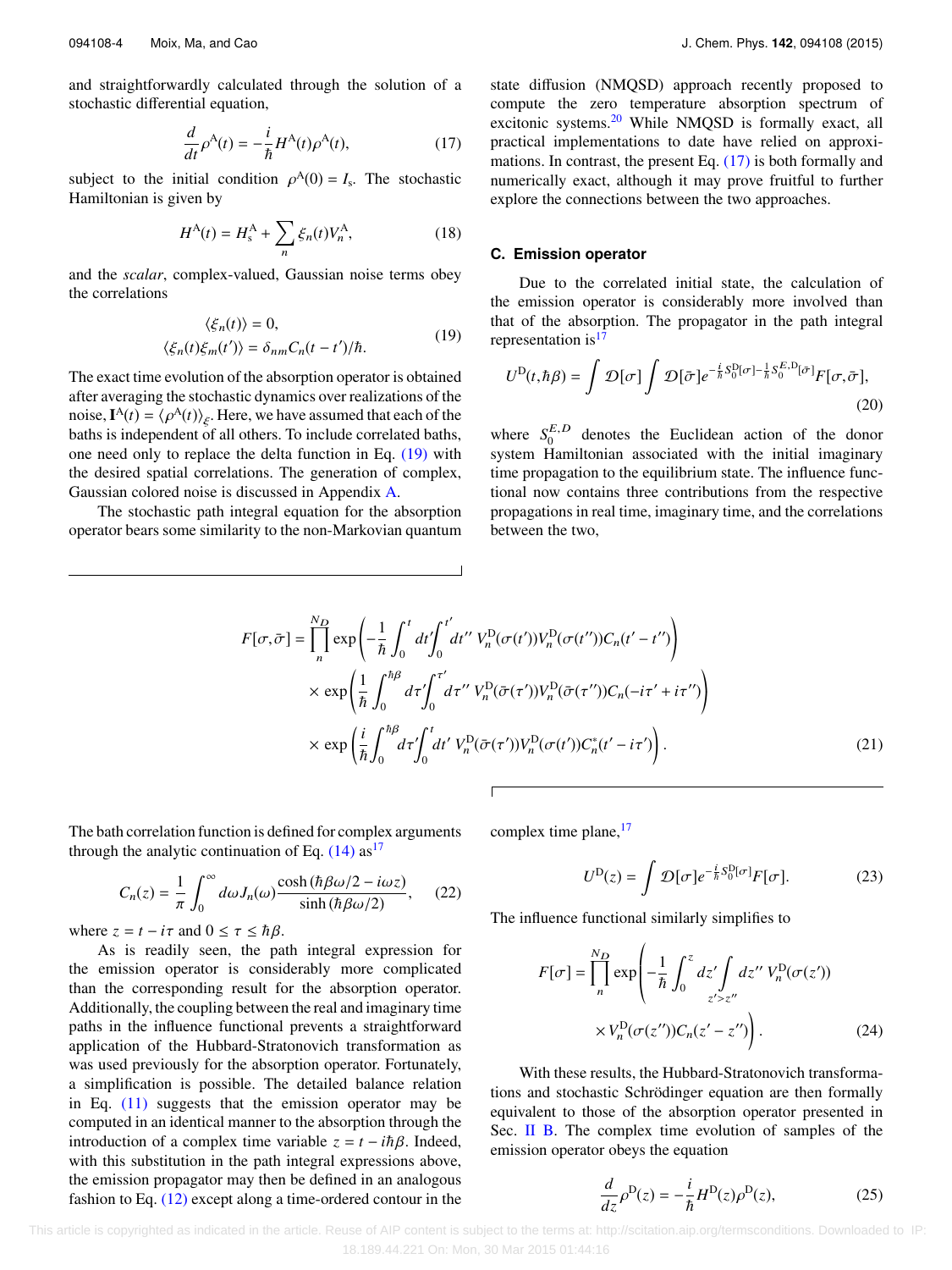and straightforwardly calculated through the solution of a stochastic differential equation,

$$\frac{d}{dt}\rho^{\mathrm{A}}(t) = -\frac{i}{\hbar}H^{\mathrm{A}}(t)\rho^{\mathrm{A}}(t), \tag{17}$$

subject to the initial condition $\rho^{\mathrm{A}}(0) = I_{\mathrm{s}}$. The stochastic Hamiltonian is given by

$$H^{\mathrm{A}}(t) = H_{\mathrm{s}}^{\mathrm{A}} + \sum_n \xi_n(t)V_n^{\mathrm{A}}, \tag{18}$$

and the *scalar*, complex-valued, Gaussian noise terms obey the correlations

$$\begin{aligned}\langle \xi_n(t)\rangle &= 0,\\ \langle \xi_n(t)\xi_m(t')\rangle &= \delta_{nm}C_n(t-t')/\hbar.\end{aligned} \tag{19}$$

The exact time evolution of the absorption operator is obtained after averaging the stochastic dynamics over realizations of the noise, $\mathbf{I}^{\mathrm{A}}(t) = \langle \rho^{\mathrm{A}}(t)\rangle_{\xi}$. Here, we have assumed that each of the baths is independent of all others. To include correlated baths, one need only to replace the delta function in Eq. (19) with the desired spatial correlations. The generation of complex, Gaussian colored noise is discussed in Appendix A.

The stochastic path integral equation for the absorption operator bears some similarity to the non-Markovian quantum state diffusion (NMQSD) approach recently proposed to compute the zero temperature absorption spectrum of excitonic systems.[20] While NMQSD is formally exact, all practical implementations to date have relied on approximations. In contrast, the present Eq. (17) is both formally and numerically exact, although it may prove fruitful to further explore the connections between the two approaches.

### C. Emission operator

Due to the correlated initial state, the calculation of the emission operator is considerably more involved than that of the absorption. The propagator in the path integral representation is[17]

$$U^{\mathrm{D}}(t,\hbar\beta) = \int \mathcal{D}[\sigma]\int \mathcal{D}[\bar{\sigma}]e^{-\frac{i}{\hbar}S_0^{\mathrm{D}}[\sigma]-\frac{1}{\hbar}S_0^{E,\mathrm{D}}[\bar{\sigma}]}F[\sigma,\bar{\sigma}], \tag{20}$$

where $S_0^{E,D}$ denotes the Euclidean action of the donor system Hamiltonian associated with the initial imaginary time propagation to the equilibrium state. The influence functional now contains three contributions from the respective propagations in real time, imaginary time, and the correlations between the two,

$$\begin{aligned}F[\sigma,\bar{\sigma}] = \prod_n^{N_D} &\exp\left(-\frac{1}{\hbar}\int_0^t dt'\int_0^{t'} dt''\, V_n^{\mathrm{D}}(\sigma(t'))V_n^{\mathrm{D}}(\sigma(t''))C_n(t'-t'')\right)\\ &\times \exp\left(\frac{1}{\hbar}\int_0^{\hbar\beta} d\tau'\int_0^{\tau'} d\tau''\, V_n^{\mathrm{D}}(\bar{\sigma}(\tau'))V_n^{\mathrm{D}}(\bar{\sigma}(\tau''))C_n(-i\tau'+i\tau'')\right)\\ &\times \exp\left(\frac{i}{\hbar}\int_0^{\hbar\beta} d\tau'\int_0^{t} dt'\, V_n^{\mathrm{D}}(\bar{\sigma}(\tau'))V_n^{\mathrm{D}}(\sigma(t'))C_n^*(t'-i\tau')\right).\end{aligned} \tag{21}$$

The bath correlation function is defined for complex arguments through the analytic continuation of Eq. (14) as[17]

$$C_n(z) = \frac{1}{\pi}\int_0^\infty d\omega J_n(\omega)\frac{\cosh(\hbar\beta\omega/2 - i\omega z)}{\sinh(\hbar\beta\omega/2)}, \tag{22}$$

where $z = t - i\tau$ and $0 \le \tau \le \hbar\beta$.

As is readily seen, the path integral expression for the emission operator is considerably more complicated than the corresponding result for the absorption operator. Additionally, the coupling between the real and imaginary time paths in the influence functional prevents a straightforward application of the Hubbard-Stratonovich transformation as was used previously for the absorption operator. Fortunately, a simplification is possible. The detailed balance relation in Eq. (11) suggests that the emission operator may be computed in an identical manner to the absorption through the introduction of a complex time variable $z = t - i\hbar\beta$. Indeed, with this substitution in the path integral expressions above, the emission propagator may then be defined in an analogous fashion to Eq. (12) except along a time-ordered contour in the complex time plane,[17]

$$U^{\mathrm{D}}(z) = \int \mathcal{D}[\sigma]e^{-\frac{i}{\hbar}S_0^{\mathrm{D}}[\sigma]}F[\sigma]. \tag{23}$$

The influence functional similarly simplifies to

$$F[\sigma] = \prod_n^{N_D}\exp\left(-\frac{1}{\hbar}\int_0^z dz'\int_{z'>z''} dz''\, V_n^{\mathrm{D}}(\sigma(z'))\times V_n^{\mathrm{D}}(\sigma(z''))C_n(z'-z'')\right). \tag{24}$$

With these results, the Hubbard-Stratonovich transformations and stochastic Schrödinger equation are then formally equivalent to those of the absorption operator presented in Sec. II B. The complex time evolution of samples of the emission operator obeys the equation

$$\frac{d}{dz}\rho^{\mathrm{D}}(z) = -\frac{i}{\hbar}H^{\mathrm{D}}(z)\rho^{\mathrm{D}}(z), \tag{25}$$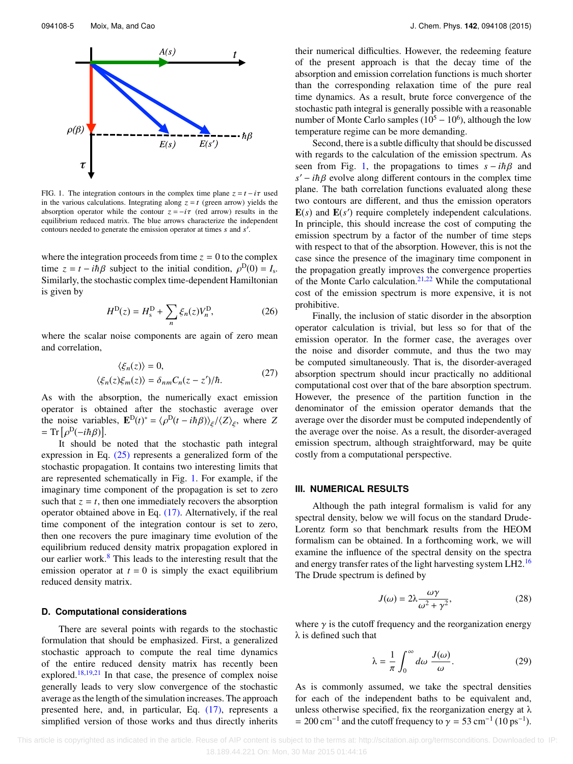FIG. 1. The integration contours in the complex time plane $z = t - i\tau$ used in the various calculations. Integrating along $z = t$ (green arrow) yields the absorption operator while the contour $z = -i\tau$ (red arrow) results in the equilibrium reduced matrix. The blue arrows characterize the independent contours needed to generate the emission operator at times $s$ and $s'$.

where the integration proceeds from time $z = 0$ to the complex time $z = t - i\hbar\beta$ subject to the initial condition, $\rho^{\mathrm{D}}(0) = I_{\mathrm{s}}$. Similarly, the stochastic complex time-dependent Hamiltonian is given by

$$H^{\mathrm{D}}(z) = H_{\mathrm{s}}^{\mathrm{D}} + \sum_n \xi_n(z) V_n^{\mathrm{D}}, \tag{26}$$

where the scalar noise components are again of zero mean and correlation,

$$\begin{aligned} \langle \xi_n(z) \rangle &= 0, \\ \langle \xi_n(z)\xi_m(z) \rangle &= \delta_{nm} C_n(z - z')/\hbar. \end{aligned} \tag{27}$$

As with the absorption, the numerically exact emission operator is obtained after the stochastic average over the noise variables, $\mathbf{E}^{\mathrm{D}}(t)^* = \langle \rho^{\mathrm{D}}(t - i\hbar\beta) \rangle_\xi / \langle Z \rangle_\xi$, where $Z = \mathrm{Tr}\left[\rho^{\mathrm{D}}(-i\hbar\beta)\right]$.

It should be noted that the stochastic path integral expression in Eq. (25) represents a generalized form of the stochastic propagation. It contains two interesting limits that are represented schematically in Fig. 1. For example, if the imaginary time component of the propagation is set to zero such that $z = t$, then one immediately recovers the absorption operator obtained above in Eq. (17). Alternatively, if the real time component of the integration contour is set to zero, then one recovers the pure imaginary time evolution of the equilibrium reduced density matrix propagation explored in our earlier work.[8] This leads to the interesting result that the emission operator at $t = 0$ is simply the exact equilibrium reduced density matrix.

### D. Computational considerations

There are several points with regards to the stochastic formulation that should be emphasized. First, a generalized stochastic approach to compute the real time dynamics of the entire reduced density matrix has recently been explored.[18,19,21] In that case, the presence of complex noise generally leads to very slow convergence of the stochastic average as the length of the simulation increases. The approach presented here, and, in particular, Eq. (17), represents a simplified version of those works and thus directly inherits their numerical difficulties. However, the redeeming feature of the present approach is that the decay time of the absorption and emission correlation functions is much shorter than the corresponding relaxation time of the pure real time dynamics. As a result, brute force convergence of the stochastic path integral is generally possible with a reasonable number of Monte Carlo samples ($10^5 - 10^6$), although the low temperature regime can be more demanding.

Second, there is a subtle difficulty that should be discussed with regards to the calculation of the emission spectrum. As seen from Fig. 1, the propagations to times $s - i\hbar\beta$ and $s' - i\hbar\beta$ evolve along different contours in the complex time plane. The bath correlation functions evaluated along these two contours are different, and thus the emission operators $\mathbf{E}(s)$ and $\mathbf{E}(s')$ require completely independent calculations. In principle, this should increase the cost of computing the emission spectrum by a factor of the number of time steps with respect to that of the absorption. However, this is not the case since the presence of the imaginary time component in the propagation greatly improves the convergence properties of the Monte Carlo calculation.[21,22] While the computational cost of the emission spectrum is more expensive, it is not prohibitive.

Finally, the inclusion of static disorder in the absorption operator calculation is trivial, but less so for that of the emission operator. In the former case, the averages over the noise and disorder commute, and thus the two may be computed simultaneously. That is, the disorder-averaged absorption spectrum should incur practically no additional computational cost over that of the bare absorption spectrum. However, the presence of the partition function in the denominator of the emission operator demands that the average over the disorder must be computed independently of the average over the noise. As a result, the disorder-averaged emission spectrum, although straightforward, may be quite costly from a computational perspective.

## III. NUMERICAL RESULTS

Although the path integral formalism is valid for any spectral density, below we will focus on the standard Drude-Lorentz form so that benchmark results from the HEOM formalism can be obtained. In a forthcoming work, we will examine the influence of the spectral density on the spectra and energy transfer rates of the light harvesting system LH2.[16] The Drude spectrum is defined by

$$J(\omega) = 2\lambda \frac{\omega\gamma}{\omega^2 + \gamma^2}, \tag{28}$$

where $\gamma$ is the cutoff frequency and the reorganization energy $\lambda$ is defined such that

$$\lambda = \frac{1}{\pi} \int_0^\infty d\omega \, \frac{J(\omega)}{\omega}. \tag{29}$$

As is commonly assumed, we take the spectral densities for each of the independent baths to be equivalent and, unless otherwise specified, fix the reorganization energy at $\lambda = 200\ \mathrm{cm}^{-1}$ and the cutoff frequency to $\gamma = 53\ \mathrm{cm}^{-1}$ ($10\ \mathrm{ps}^{-1}$).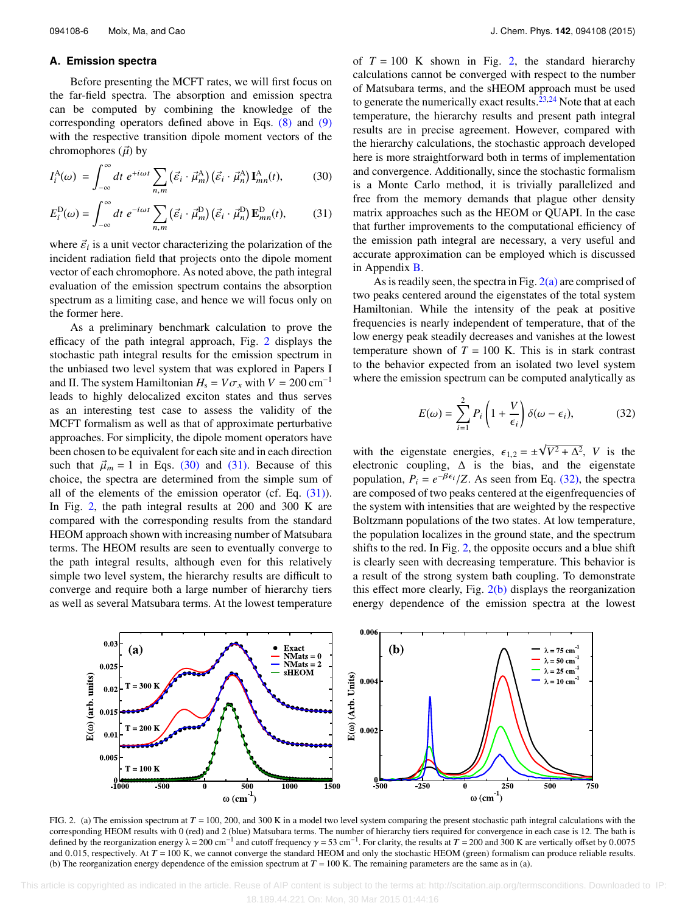### A. Emission spectra

Before presenting the MCFT rates, we will first focus on the far-field spectra. The absorption and emission spectra can be computed by combining the knowledge of the corresponding operators defined above in Eqs. (8) and (9) with the respective transition dipole moment vectors of the chromophores ($\vec{\mu}$) by

$$I_i^{\mathrm{A}}(\omega) = \int_{-\infty}^{\infty} dt\ e^{+i\omega t} \sum_{n,m} \left(\vec{\varepsilon}_i \cdot \vec{\mu}_m^{\mathrm{A}}\right)\left(\vec{\varepsilon}_i \cdot \vec{\mu}_n^{\mathrm{A}}\right) \mathbf{I}_{mn}^{\mathrm{A}}(t), \tag{30}$$

$$E_i^{\mathrm{D}}(\omega) = \int_{-\infty}^{\infty} dt\ e^{-i\omega t} \sum_{n,m} \left(\vec{\varepsilon}_i \cdot \vec{\mu}_m^{\mathrm{D}}\right)\left(\vec{\varepsilon}_i \cdot \vec{\mu}_n^{\mathrm{D}}\right) \mathbf{E}_{mn}^{\mathrm{D}}(t), \tag{31}$$

where $\vec{\varepsilon}_i$ is a unit vector characterizing the polarization of the incident radiation field that projects onto the dipole moment vector of each chromophore. As noted above, the path integral evaluation of the emission spectrum contains the absorption spectrum as a limiting case, and hence we will focus only on the former here.

As a preliminary benchmark calculation to prove the efficacy of the path integral approach, Fig. 2 displays the stochastic path integral results for the emission spectrum in the unbiased two level system that was explored in Papers I and II. The system Hamiltonian $H_s = V\sigma_x$ with $V = 200\ \mathrm{cm}^{-1}$ leads to highly delocalized exciton states and thus serves as an interesting test case to assess the validity of the MCFT formalism as well as that of approximate perturbative approaches. For simplicity, the dipole moment operators have been chosen to be equivalent for each site and in each direction such that $\vec{\mu}_m = 1$ in Eqs. (30) and (31). Because of this choice, the spectra are determined from the simple sum of all of the elements of the emission operator (cf. Eq. (31)). In Fig. 2, the path integral results at 200 and 300 K are compared with the corresponding results from the standard HEOM approach shown with increasing number of Matsubara terms. The HEOM results are seen to eventually converge to the path integral results, although even for this relatively simple two level system, the hierarchy results are difficult to converge and require both a large number of hierarchy tiers as well as several Matsubara terms. At the lowest temperature of $T = 100$ K shown in Fig. 2, the standard hierarchy calculations cannot be converged with respect to the number of Matsubara terms, and the sHEOM approach must be used to generate the numerically exact results.[23,24] Note that at each temperature, the hierarchy results and present path integral results are in precise agreement. However, compared with the hierarchy calculations, the stochastic approach developed here is more straightforward both in terms of implementation and convergence. Additionally, since the stochastic formalism is a Monte Carlo method, it is trivially parallelized and free from the memory demands that plague other density matrix approaches such as the HEOM or QUAPI. In the case that further improvements to the computational efficiency of the emission path integral are necessary, a very useful and accurate approximation can be employed which is discussed in Appendix B.

As is readily seen, the spectra in Fig. 2(a) are comprised of two peaks centered around the eigenstates of the total system Hamiltonian. While the intensity of the peak at positive frequencies is nearly independent of temperature, that of the low energy peak steadily decreases and vanishes at the lowest temperature shown of $T = 100$ K. This is in stark contrast to the behavior expected from an isolated two level system where the emission spectrum can be computed analytically as

$$E(\omega) = \sum_{i=1}^{2} P_i \left(1 + \frac{V}{\epsilon_i}\right) \delta(\omega - \epsilon_i), \tag{32}$$

with the eigenstate energies, $\epsilon_{1,2} = \pm\sqrt{V^2 + \Delta^2}$, $V$ is the electronic coupling, $\Delta$ is the bias, and the eigenstate population, $P_i = e^{-\beta\epsilon_i}/Z$. As seen from Eq. (32), the spectra are composed of two peaks centered at the eigenfrequencies of the system with intensities that are weighted by the respective Boltzmann populations of the two states. At low temperature, the population localizes in the ground state, and the spectrum shifts to the red. In Fig. 2, the opposite occurs and a blue shift is clearly seen with decreasing temperature. This behavior is a result of the strong system bath coupling. To demonstrate this effect more clearly, Fig. 2(b) displays the reorganization energy dependence of the emission spectra at the lowest

FIG. 2. (a) The emission spectrum at $T = 100$, 200, and 300 K in a model two level system comparing the present stochastic path integral calculations with the corresponding HEOM results with 0 (red) and 2 (blue) Matsubara terms. The number of hierarchy tiers required for convergence in each case is 12. The bath is defined by the reorganization energy $\lambda = 200\ \mathrm{cm}^{-1}$ and cutoff frequency $\gamma = 53\ \mathrm{cm}^{-1}$. For clarity, the results at $T = 200$ and 300 K are vertically offset by 0.0075 and 0.015, respectively. At $T = 100$ K, we cannot converge the standard HEOM and only the stochastic HEOM (green) formalism can produce reliable results. (b) The reorganization energy dependence of the emission spectrum at $T = 100$ K. The remaining parameters are the same as in (a).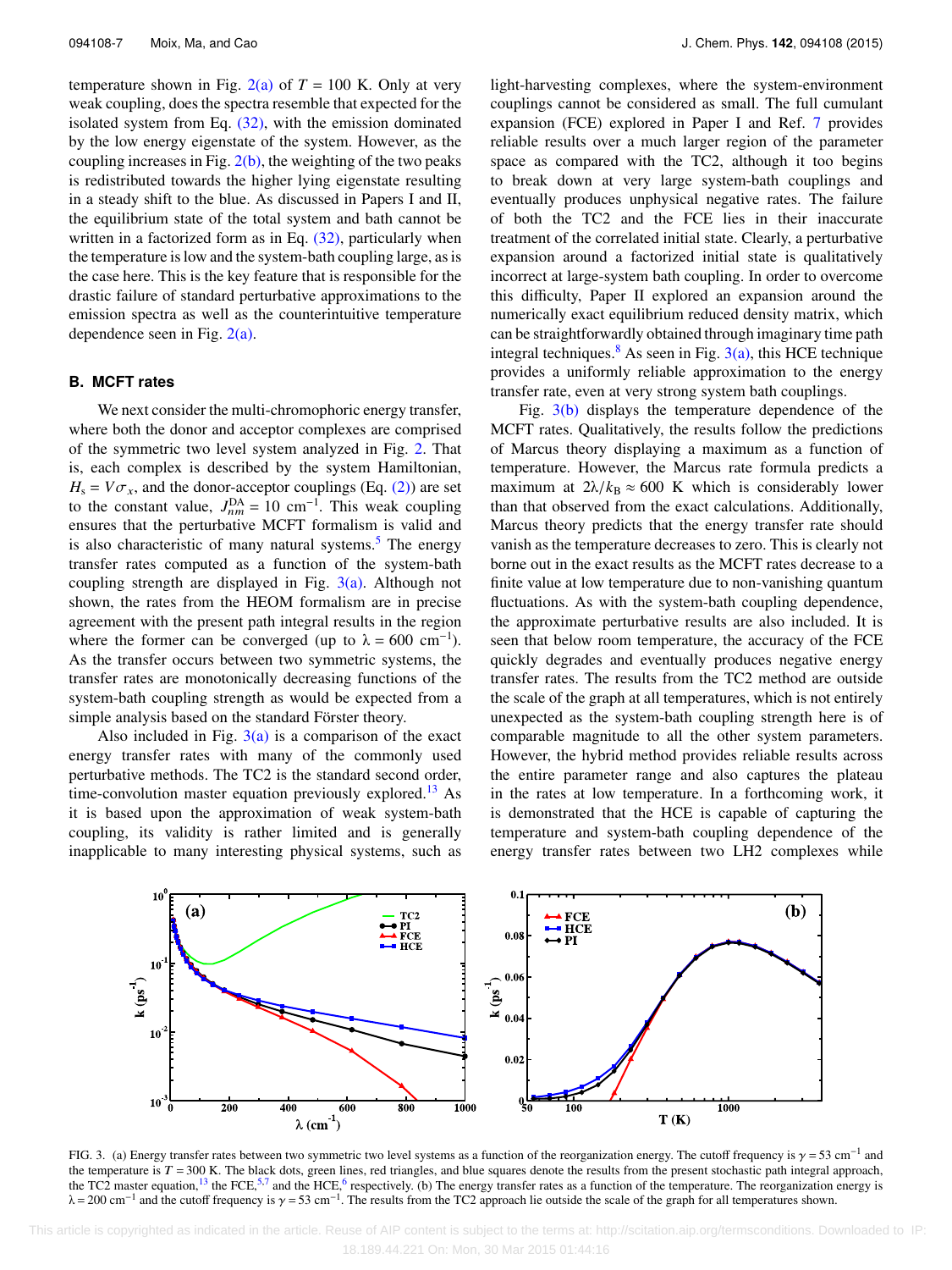temperature shown in Fig. 2(a) of $T = 100$ K. Only at very weak coupling, does the system resemble that expected for the isolated system from Eq. (32), with the emission dominated by the low energy eigenstate of the system. However, as the coupling increases in Fig. 2(b), the weighting of the two peaks is redistributed towards the higher lying eigenstate resulting in a steady shift to the blue. As discussed in Papers I and II, the equilibrium state of the total system and bath cannot be written in a factorized form as in Eq. (32), particularly when the temperature is low and the system-bath coupling large, as is the case here. This is the key feature that is responsible for the drastic failure of standard perturbative approximations to the emission spectra as well as the counterintuitive temperature dependence seen in Fig. 2(a).

### B. MCFT rates

We next consider the multi-chromophoric energy transfer, where both the donor and acceptor complexes are comprised of the symmetric two level system analyzed in Fig. 2. That is, each complex is described by the system Hamiltonian, $H_s = V\sigma_x$, and the donor-acceptor couplings (Eq. (2)) are set to the constant value, $J_{nm}^{\mathrm{DA}} = 10$ cm$^{-1}$. This weak coupling ensures that the perturbative MCFT formalism is valid and is also characteristic of many natural systems.[5] The energy transfer rates computed as a function of the system-bath coupling strength are displayed in Fig. 3(a). Although not shown, the rates from the HEOM formalism are in precise agreement with the present path integral results in the region where the former can be converged (up to $\lambda = 600$ cm$^{-1}$). As the transfer occurs between two symmetric systems, the transfer rates are monotonically decreasing functions of the system-bath coupling strength as would be expected from a simple analysis based on the standard Förster theory.

Also included in Fig. 3(a) is a comparison of the exact energy transfer rates with many of the commonly used perturbative methods. The TC2 is the standard second order, time-convolution master equation previously explored.[13] As it is based upon the approximation of weak system-bath coupling, its validity is rather limited and is generally inapplicable to many interesting physical systems, such as light-harvesting complexes, where the system-environment couplings cannot be considered as small. The full cumulant expansion (FCE) explored in Paper I and Ref. 7 provides reliable results over a much larger region of the parameter space as compared with the TC2, although it too begins to break down at very large system-bath couplings and eventually produces unphysical negative rates. The failure of both the TC2 and the FCE lies in their inaccurate treatment of the correlated initial state. Clearly, a perturbative expansion around a factorized initial state is qualitatively incorrect at large-system bath coupling. In order to overcome this difficulty, Paper II explored an expansion around the numerically exact equilibrium reduced density matrix, which can be straightforwardly obtained through imaginary time path integral techniques.[8] As seen in Fig. 3(a), this HCE technique provides a uniformly reliable approximation to the energy transfer rate, even at very strong system bath couplings.

Fig. 3(b) displays the temperature dependence of the MCFT rates. Qualitatively, the results follow the predictions of Marcus theory displaying a maximum as a function of temperature. However, the Marcus rate formula predicts a maximum at $2\lambda/k_{\mathrm{B}} \approx 600$ K which is considerably lower than that observed from the exact calculations. Additionally, Marcus theory predicts that the energy transfer rate should vanish as the temperature decreases to zero. This is clearly not borne out in the exact results as the MCFT rates decrease to a finite value at low temperature due to non-vanishing quantum fluctuations. As with the system-bath coupling dependence, the approximate perturbative results are also included. It is seen that below room temperature, the accuracy of the FCE quickly degrades and eventually produces negative energy transfer rates. The results from the TC2 method are outside the scale of the graph at all temperatures, which is not entirely unexpected as the system-bath coupling strength here is of comparable magnitude to all the other system parameters. However, the hybrid method provides reliable results across the entire parameter range and also captures the plateau in the rates at low temperature. In a forthcoming work, it is demonstrated that the HCE is capable of capturing the temperature and system-bath coupling dependence of the energy transfer rates between two LH2 complexes while

FIG. 3. (a) Energy transfer rates between two symmetric two level systems as a function of the reorganization energy. The cutoff frequency is $\gamma = 53$ cm$^{-1}$ and the temperature is $T = 300$ K. The black dots, green lines, red triangles, and blue squares denote the results from the present stochastic path integral approach, the TC2 master equation,[13] the FCE,[5,7] and the HCE,[6] respectively. (b) The energy transfer rates as a function of the temperature. The reorganization energy is $\lambda = 200$ cm$^{-1}$ and the cutoff frequency is $\gamma = 53$ cm$^{-1}$. The results from the TC2 approach lie outside the scale of the graph for all temperatures shown.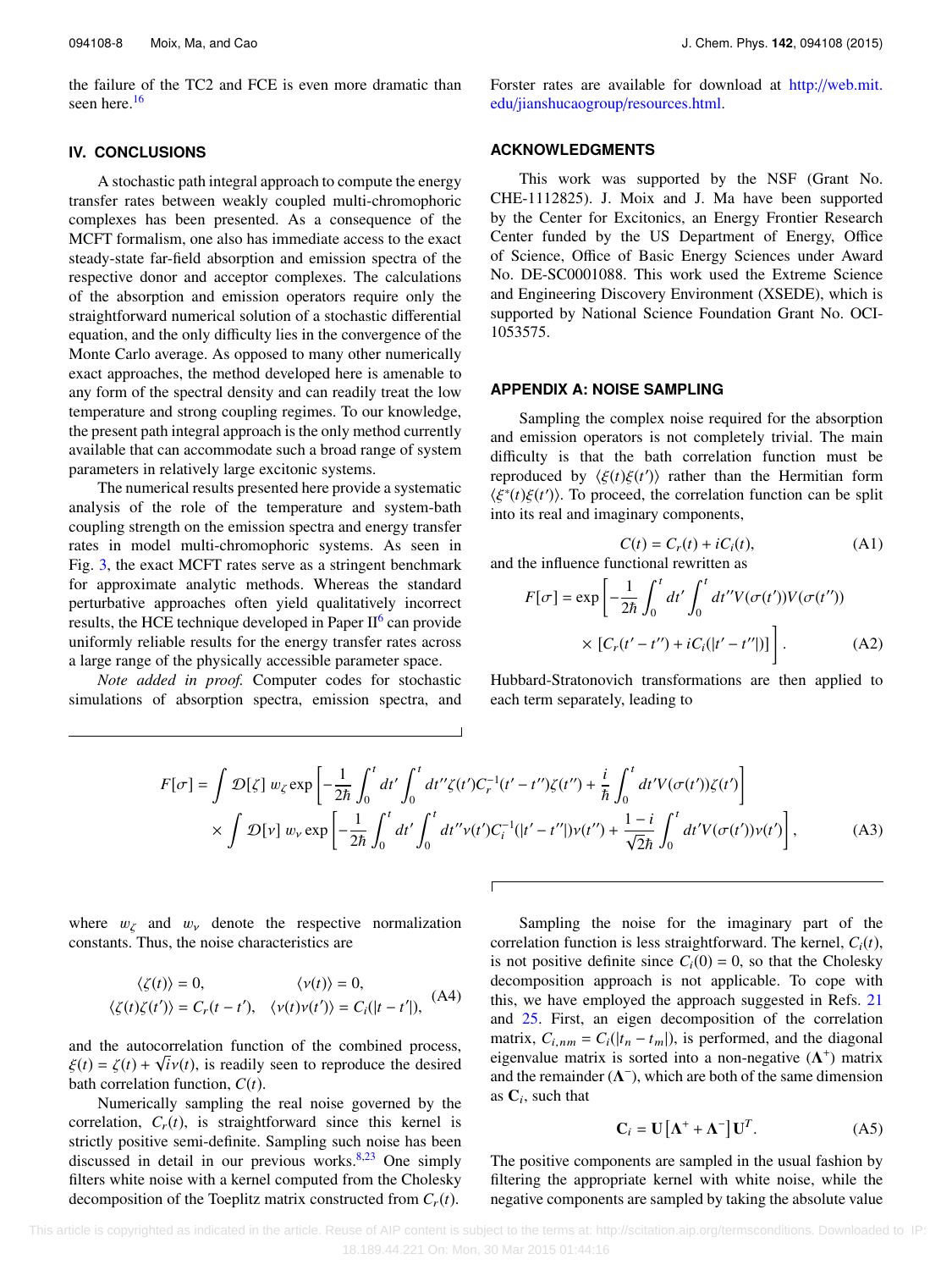the failure of the TC2 and FCE is even more dramatic than seen here.[16]

## IV. CONCLUSIONS

A stochastic path integral approach to compute the energy transfer rates between weakly coupled multi-chromophoric complexes has been presented. As a consequence of the MCFT formalism, one also has immediate access to the exact steady-state far-field absorption and emission spectra of the respective donor and acceptor complexes. The calculations of the absorption and emission operators require only the straightforward numerical solution of a stochastic differential equation, and the only difficulty lies in the convergence of the Monte Carlo average. As opposed to many other numerically exact approaches, the method developed here is amenable to any form of the spectral density and can readily treat the low temperature and strong coupling regimes. To our knowledge, the present path integral approach is the only method currently available that can accommodate such a broad range of system parameters in relatively large excitonic systems.

The numerical results presented here provide a systematic analysis of the role of the temperature and system-bath coupling strength on the emission spectra and energy transfer rates in model multi-chromophoric systems. As seen in Fig. 3, the exact MCFT rates serve as a stringent benchmark for approximate analytic methods. Whereas the standard perturbative approaches often yield qualitatively incorrect results, the HCE technique developed in Paper II[6] can provide uniformly reliable results for the energy transfer rates across a large range of the physically accessible parameter space.

*Note added in proof.* Computer codes for stochastic simulations of absorption spectra, emission spectra, and Forster rates are available for download at http://web.mit.edu/jianshucaogroup/resources.html.

## ACKNOWLEDGMENTS

This work was supported by the NSF (Grant No. CHE-1112825). J. Moix and J. Ma have been supported by the Center for Excitonics, an Energy Frontier Research Center funded by the US Department of Energy, Office of Science, Office of Basic Energy Sciences under Award No. DE-SC0001088. This work used the Extreme Science and Engineering Discovery Environment (XSEDE), which is supported by National Science Foundation Grant No. OCI-1053575.

## APPENDIX A: NOISE SAMPLING

Sampling the complex noise required for the absorption and emission operators is not completely trivial. The main difficulty is that the bath correlation function must be reproduced by $\langle \xi(t)\xi(t')\rangle$ rather than the Hermitian form $\langle \xi^*(t)\xi(t')\rangle$. To proceed, the correlation function can be split into its real and imaginary components,

$$C(t) = C_r(t) + iC_i(t), \tag{A1}$$

and the influence functional rewritten as

$$F[\sigma] = \exp\left[-\frac{1}{2\hbar}\int_0^t dt' \int_0^t dt'' V(\sigma(t'))V(\sigma(t'')) \times \left[C_r(t'-t'') + iC_i(|t'-t''|)\right]\right]. \tag{A2}$$

Hubbard-Stratonovich transformations are then applied to each term separately, leading to

$$\begin{aligned}F[\sigma] = &\int \mathcal{D}[\zeta]\, w_\zeta \exp\left[-\frac{1}{2\hbar}\int_0^t dt' \int_0^t dt'' \zeta(t') C_r^{-1}(t'-t'')\zeta(t'') + \frac{i}{\hbar}\int_0^t dt' V(\sigma(t'))\zeta(t')\right] \\ &\times \int \mathcal{D}[\nu]\, w_\nu \exp\left[-\frac{1}{2\hbar}\int_0^t dt' \int_0^t dt'' \nu(t') C_i^{-1}(|t'-t''|)\nu(t'') + \frac{1-i}{\sqrt{2}\hbar}\int_0^t dt' V(\sigma(t'))\nu(t')\right],\end{aligned} \tag{A3}$$

where $w_\zeta$ and $w_\nu$ denote the respective normalization constants. Thus, the noise characteristics are

$$\begin{aligned}\langle \zeta(t)\rangle &= 0, & \langle \nu(t)\rangle &= 0,\\ \langle \zeta(t)\zeta(t')\rangle &= C_r(t-t'), & \langle \nu(t)\nu(t')\rangle &= C_i(|t-t'|),\end{aligned} \tag{A4}$$

and the autocorrelation function of the combined process, $\xi(t) = \zeta(t) + \sqrt{i}\nu(t)$, is readily seen to reproduce the desired bath correlation function, $C(t)$.

Numerically sampling the real noise governed by the correlation, $C_r(t)$, is straightforward since this kernel is strictly positive semi-definite. Sampling such noise has been discussed in detail in our previous works.[8,23] One simply filters white noise with a kernel computed from the Cholesky decomposition of the Toeplitz matrix constructed from $C_r(t)$.

Sampling the noise for the imaginary part of the correlation function is less straightforward. The kernel, $C_i(t)$, is not positive definite since $C_i(0) = 0$, so that the Cholesky decomposition approach is not applicable. To cope with this, we have employed the approach suggested in Refs. 21 and 25. First, an eigen decomposition of the correlation matrix, $C_{i,nm} = C_i(|t_n - t_m|)$, is performed, and the diagonal eigenvalue matrix is sorted into a non-negative ($\mathbf{\Lambda}^+$) matrix and the remainder ($\mathbf{\Lambda}^-$), which are both of the same dimension as $\mathbf{C}_i$, such that

$$\mathbf{C}_i = \mathbf{U}\left[\mathbf{\Lambda}^+ + \mathbf{\Lambda}^-\right]\mathbf{U}^T. \tag{A5}$$

The positive components are sampled in the usual fashion by filtering the appropriate kernel with white noise, while the negative components are sampled by taking the absolute value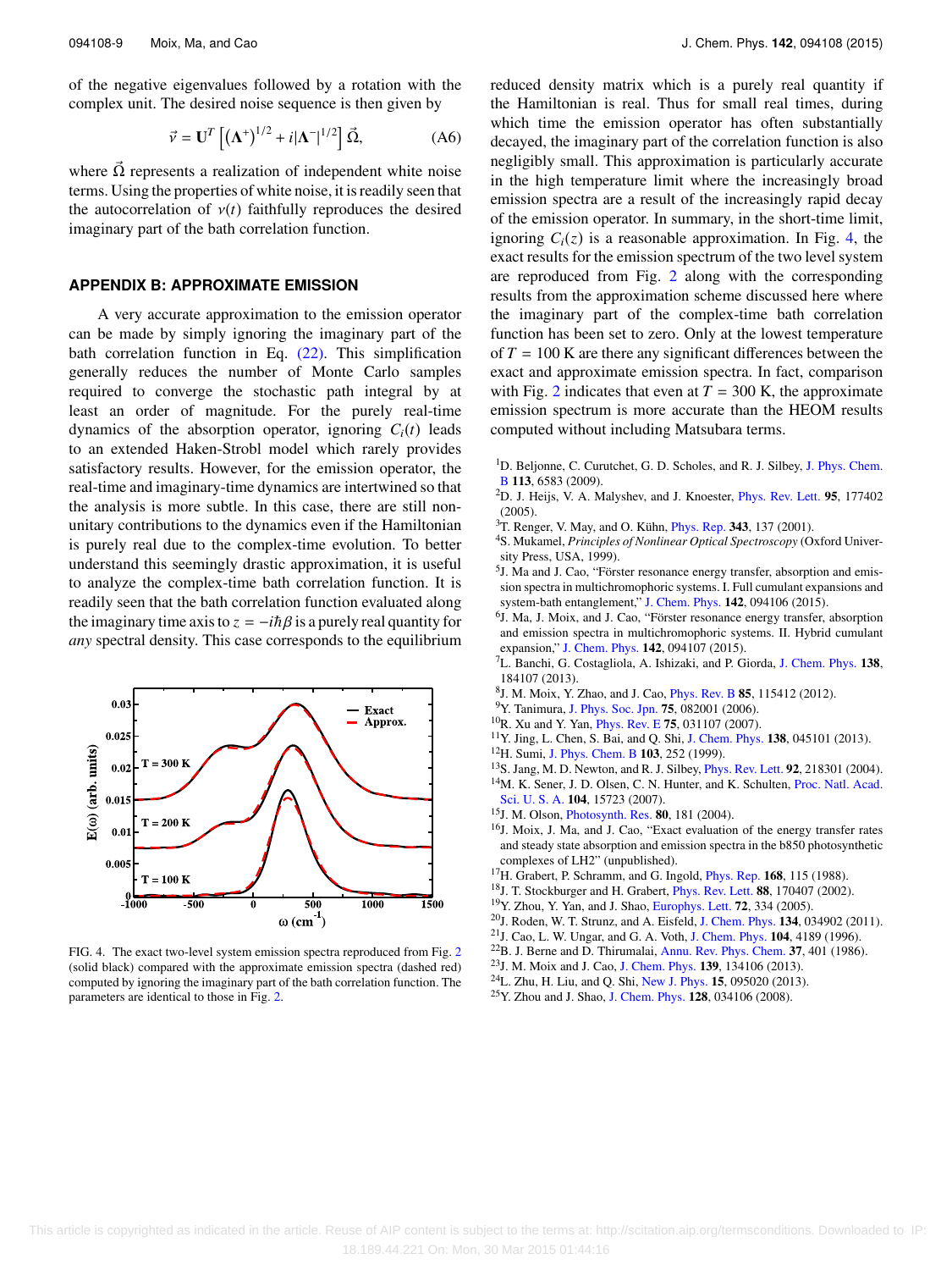of the negative eigenvalues followed by a rotation with the complex unit. The desired noise sequence is then given by

$$\vec{\nu} = \mathbf{U}^T \left[ \left(\mathbf{\Lambda}^+\right)^{1/2} + i|\mathbf{\Lambda}^-|^{1/2} \right] \vec{\Omega}, \tag{A6}$$

where $\vec{\Omega}$ represents a realization of independent white noise terms. Using the properties of white noise, it is readily seen that the autocorrelation of $\nu(t)$ faithfully reproduces the desired imaginary part of the bath correlation function.

## APPENDIX B: APPROXIMATE EMISSION

A very accurate approximation to the emission operator can be made by simply ignoring the imaginary part of the bath correlation function in Eq. (22). This simplification generally reduces the number of Monte Carlo samples required to converge the stochastic path integral by at least an order of magnitude. For the purely real-time dynamics of the absorption operator, ignoring $C_i(t)$ leads to an extended Haken-Strobl model which rarely provides satisfactory results. However, for the emission operator, the real-time and imaginary-time dynamics are intertwined so that the analysis is more subtle. In this case, there are still non-unitary contributions to the dynamics even if the Hamiltonian is purely real due to the complex-time evolution. To better understand this seemingly drastic approximation, it is useful to analyze the complex-time bath correlation function. It is readily seen that the bath correlation function evaluated along the imaginary time axis to $z = -i\hbar\beta$ is a purely real quantity for *any* spectral density. This case corresponds to the equilibrium reduced density matrix which is a purely real quantity if the Hamiltonian is real. Thus for small real times, during which time the emission operator has often substantially decayed, the imaginary part of the correlation function is also negligibly small. This approximation is particularly accurate in the high temperature limit where the increasingly broad emission spectra are a result of the increasingly rapid decay of the emission operator. In summary, in the short-time limit, ignoring $C_i(z)$ is a reasonable approximation. In Fig. 4, the exact results for the emission spectrum of the two level system are reproduced from Fig. 2 along with the corresponding results from the approximation scheme discussed here where the imaginary part of the complex-time bath correlation function has been set to zero. Only at the lowest temperature of $T = 100$ K are there any significant differences between the exact and approximate emission spectra. In fact, comparison with Fig. 2 indicates that even at $T = 300$ K, the approximate emission spectrum is more accurate than the HEOM results computed without including Matsubara terms.

E(ω) (arb. units)
0.03
0.025
0.02
0.015
0.01
0.005
0
-1000
-500
0
500
1000
1500
ω (cm-1)
Exact
Approx.
T = 300 K
T = 200 K
T = 100 K

FIG. 4. The exact two-level system emission spectra reproduced from Fig. 2 (solid black) compared with the approximate emission spectra (dashed red) computed by ignoring the imaginary part of the bath correlation function. The parameters are identical to those in Fig. 2.

[1] D. Beljonne, C. Curutchet, G. D. Scholes, and R. J. Silbey, J. Phys. Chem. B **113**, 6583 (2009).
[2] D. J. Heijs, V. A. Malyshev, and J. Knoester, Phys. Rev. Lett. **95**, 177402 (2005).
[3] T. Renger, V. May, and O. Kühn, Phys. Rep. **343**, 137 (2001).
[4] S. Mukamel, *Principles of Nonlinear Optical Spectroscopy* (Oxford University Press, USA, 1999).
[5] J. Ma and J. Cao, "Förster resonance energy transfer, absorption and emission spectra in multichromophoric systems. I. Full cumulant expansions and system-bath entanglement," J. Chem. Phys. **142**, 094106 (2015).
[6] J. Ma, J. Moix, and J. Cao, "Förster resonance energy transfer, absorption and emission spectra in multichromophoric systems. II. Hybrid cumulant expansion," J. Chem. Phys. **142**, 094107 (2015).
[7] L. Banchi, G. Costagliola, A. Ishizaki, and P. Giorda, J. Chem. Phys. **138**, 184107 (2013).
[8] J. M. Moix, Y. Zhao, and J. Cao, Phys. Rev. B **85**, 115412 (2012).
[9] Y. Tanimura, J. Phys. Soc. Jpn. **75**, 082001 (2006).
[10] R. Xu and Y. Yan, Phys. Rev. E **75**, 031107 (2007).
[11] Y. Jing, L. Chen, S. Bai, and Q. Shi, J. Chem. Phys. **138**, 045101 (2013).
[12] H. Sumi, J. Phys. Chem. B **103**, 252 (1999).
[13] S. Jang, M. D. Newton, and R. J. Silbey, Phys. Rev. Lett. **92**, 218301 (2004).
[14] M. K. Sener, J. D. Olsen, C. N. Hunter, and K. Schulten, Proc. Natl. Acad. Sci. U. S. A. **104**, 15723 (2007).
[15] J. M. Olson, Photosynth. Res. **80**, 181 (2004).
[16] J. Moix, J. Ma, and J. Cao, "Exact evaluation of the energy transfer rates and steady state absorption and emission spectra in the b850 photosynthetic complexes of LH2" (unpublished).
[17] H. Grabert, P. Schramm, and G. Ingold, Phys. Rep. **168**, 115 (1988).
[18] J. T. Stockburger and H. Grabert, Phys. Rev. Lett. **88**, 170407 (2002).
[19] Y. Zhou, Y. Yan, and J. Shao, Europhys. Lett. **72**, 334 (2005).
[20] J. Roden, W. T. Strunz, and A. Eisfeld, J. Chem. Phys. **134**, 034902 (2011).
[21] J. Cao, L. W. Ungar, and G. A. Voth, J. Chem. Phys. **104**, 4189 (1996).
[22] B. J. Berne and D. Thirumalai, Annu. Rev. Phys. Chem. **37**, 401 (1986).
[23] J. M. Moix and J. Cao, J. Chem. Phys. **139**, 134106 (2013).
[24] L. Zhu, H. Liu, and Q. Shi, New J. Phys. **15**, 095020 (2013).
[25] Y. Zhou and J. Shao, J. Chem. Phys. **128**, 034106 (2008).